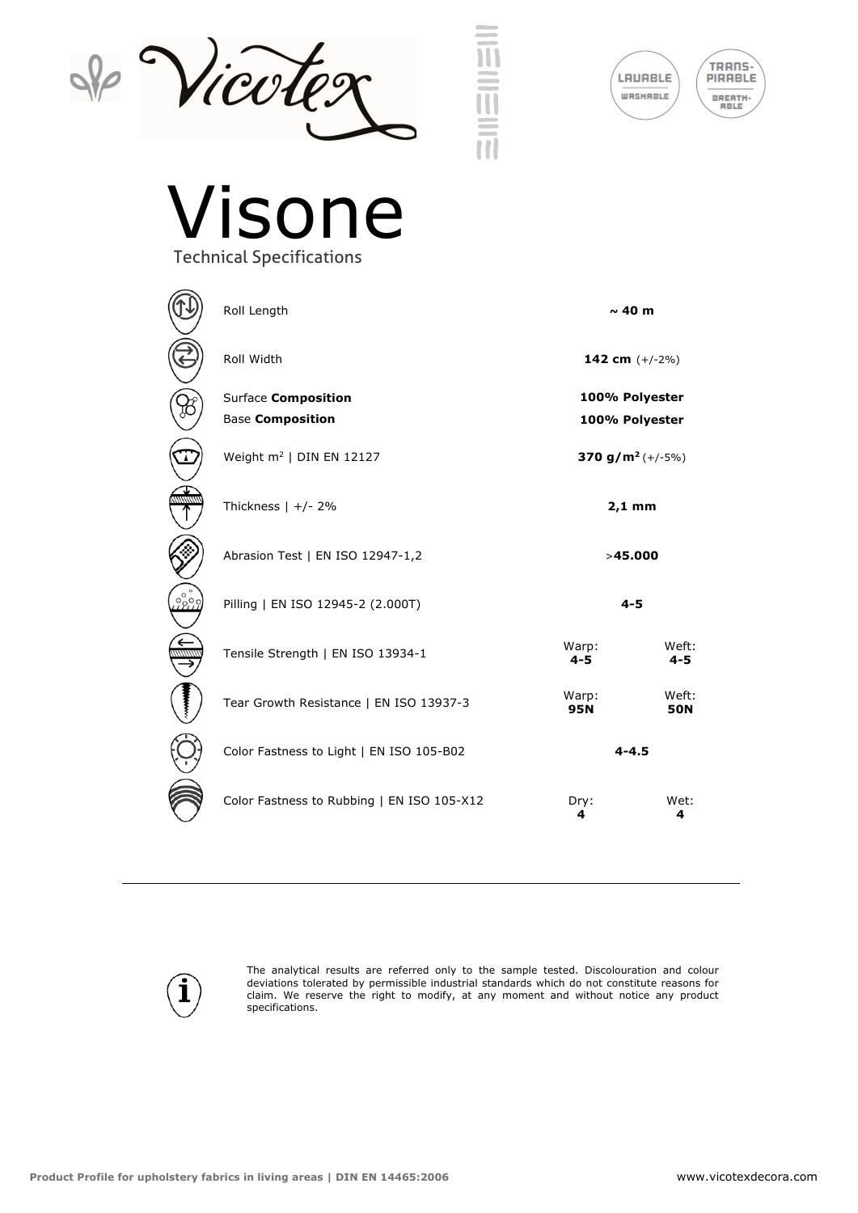LAVABLE
WASHABLE

TRANSPIRABLE
BREATHABLE

# Visone

Technical Specifications

| Property | Value | |
|---|---|---|
| Roll Length | **~ 40 m** | |
| Roll Width | **142 cm** (+/-2%) | |
| Surface **Composition** | **100% Polyester** | |
| Base **Composition** | **100% Polyester** | |
| Weight m² \| DIN EN 12127 | **370 g/m²** (+/-5%) | |
| Thickness \| +/- 2% | **2,1 mm** | |
| Abrasion Test \| EN ISO 12947-1,2 | >**45.000** | |
| Pilling \| EN ISO 12945-2 (2.000T) | **4-5** | |
| Tensile Strength \| EN ISO 13934-1 | Warp: **4-5** | Weft: **4-5** |
| Tear Growth Resistance \| EN ISO 13937-3 | Warp: **95N** | Weft: **50N** |
| Color Fastness to Light \| EN ISO 105-B02 | **4-4.5** | |
| Color Fastness to Rubbing \| EN ISO 105-X12 | Dry: **4** | Wet: **4** |

---

The analytical results are referred only to the sample tested. Discolouration and colour deviations tolerated by permissible industrial standards which do not constitute reasons for claim. We reserve the right to modify, at any moment and without notice any product specifications.

**Product Profile for upholstery fabrics in living areas | DIN EN 14465:2006**

www.vicotexdecora.com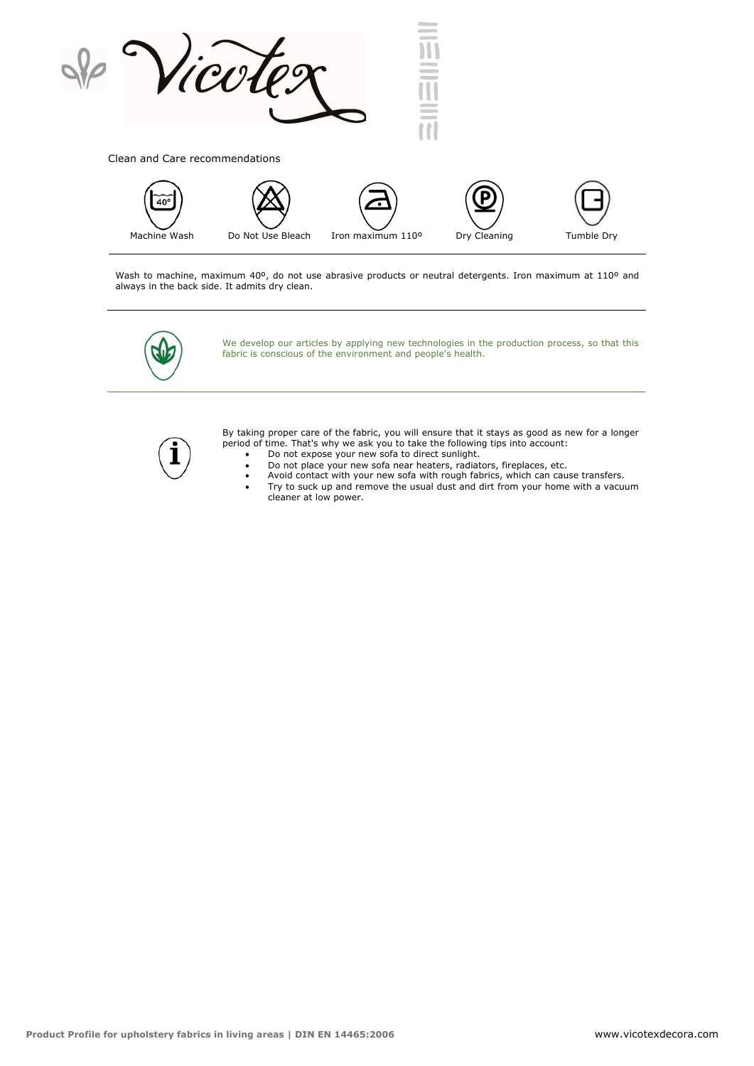Clean and Care recommendations

Machine Wash | Do Not Use Bleach | Iron maximum 110º | Dry Cleaning | Tumble Dry

Wash to machine, maximum 40º, do not use abrasive products or neutral detergents. Iron maximum at 110º and always in the back side. It admits dry clean.

We develop our articles by applying new technologies in the production process, so that this fabric is conscious of the environment and people's health.

By taking proper care of the fabric, you will ensure that it stays as good as new for a longer period of time. That's why we ask you to take the following tips into account:

- Do not expose your new sofa to direct sunlight.
- Do not place your new sofa near heaters, radiators, fireplaces, etc.
- Avoid contact with your new sofa with rough fabrics, which can cause transfers.
- Try to suck up and remove the usual dust and dirt from your home with a vacuum cleaner at low power.